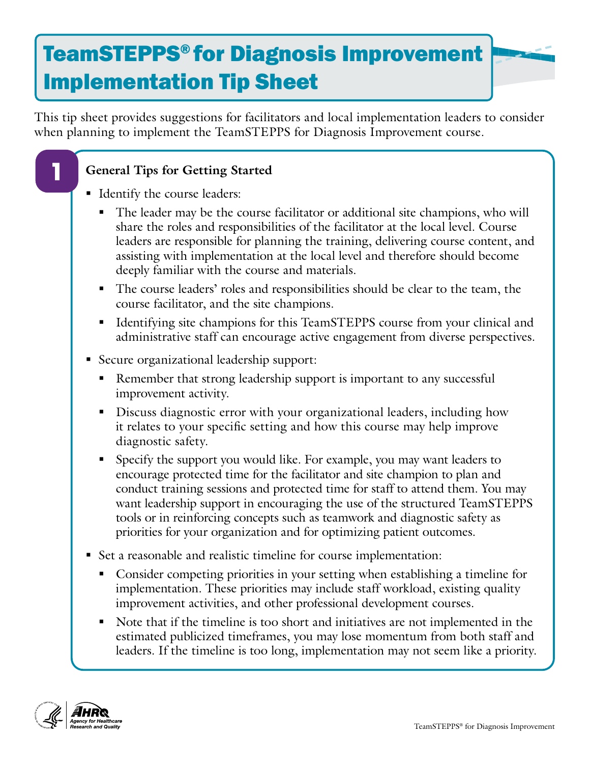# TeamSTEPPS® for Diagnosis Improvement Implementation Tip Sheet

This tip sheet provides suggestions for facilitators and local implementation leaders to consider when planning to implement the TeamSTEPPS for Diagnosis Improvement course.

## 1 General Tips for Getting Started

- Identify the course leaders:
  - The leader may be the course facilitator or additional site champions, who will share the roles and responsibilities of the facilitator at the local level. Course leaders are responsible for planning the training, delivering course content, and assisting with implementation at the local level and therefore should become deeply familiar with the course and materials.
  - The course leaders' roles and responsibilities should be clear to the team, the course facilitator, and the site champions.
  - Identifying site champions for this TeamSTEPPS course from your clinical and administrative staff can encourage active engagement from diverse perspectives.
- Secure organizational leadership support:
  - Remember that strong leadership support is important to any successful improvement activity.
  - Discuss diagnostic error with your organizational leaders, including how it relates to your specific setting and how this course may help improve diagnostic safety.
  - Specify the support you would like. For example, you may want leaders to encourage protected time for the facilitator and site champion to plan and conduct training sessions and protected time for staff to attend them. You may want leadership support in encouraging the use of the structured TeamSTEPPS tools or in reinforcing concepts such as teamwork and diagnostic safety as priorities for your organization and for optimizing patient outcomes.
- Set a reasonable and realistic timeline for course implementation:
  - Consider competing priorities in your setting when establishing a timeline for implementation. These priorities may include staff workload, existing quality improvement activities, and other professional development courses.
  - Note that if the timeline is too short and initiatives are not implemented in the estimated publicized timeframes, you may lose momentum from both staff and leaders. If the timeline is too long, implementation may not seem like a priority.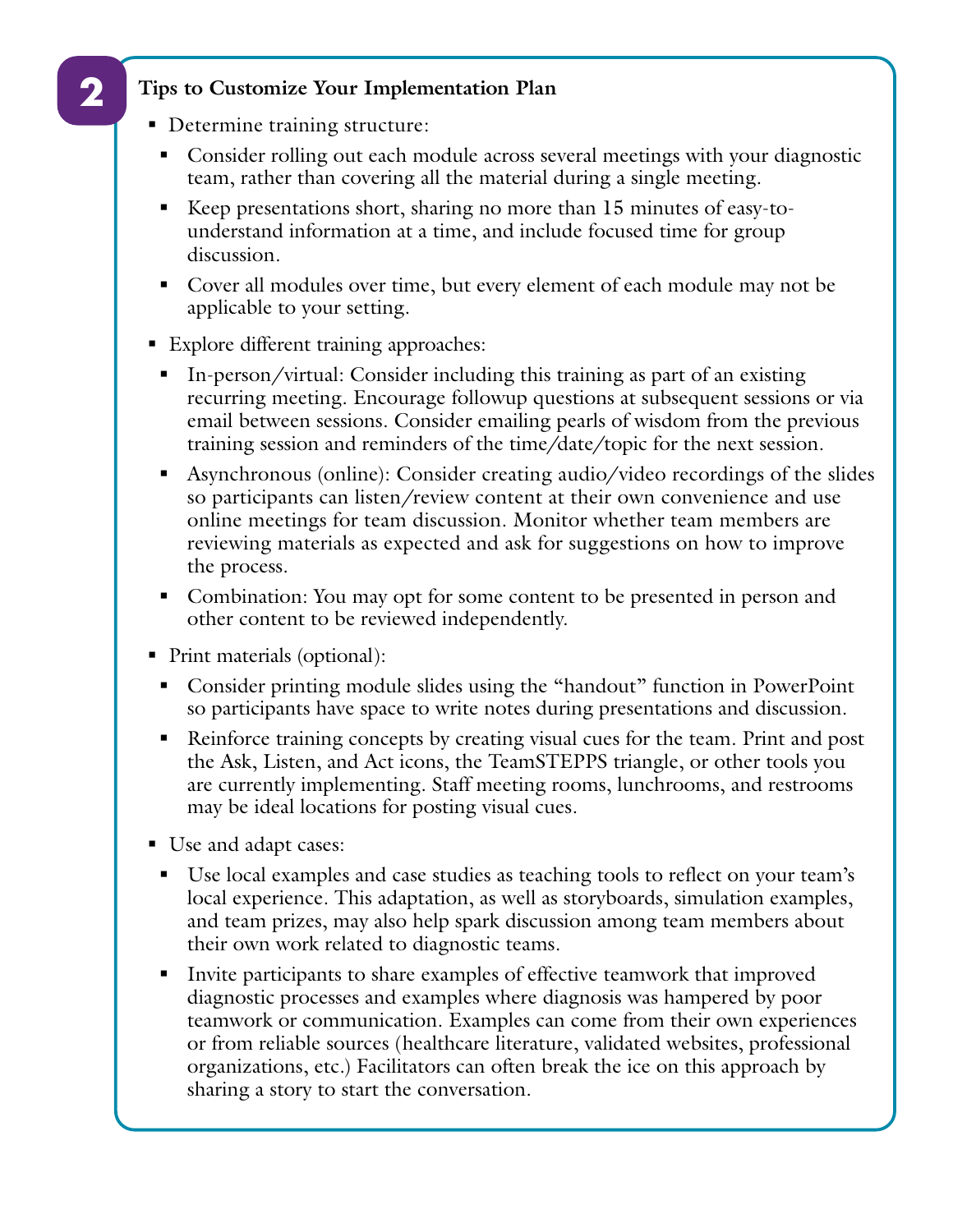## 2 Tips to Customize Your Implementation Plan

- Determine training structure:
  - Consider rolling out each module across several meetings with your diagnostic team, rather than covering all the material during a single meeting.
  - Keep presentations short, sharing no more than 15 minutes of easy-to-understand information at a time, and include focused time for group discussion.
  - Cover all modules over time, but every element of each module may not be applicable to your setting.
- Explore different training approaches:
  - In-person/virtual: Consider including this training as part of an existing recurring meeting. Encourage followup questions at subsequent sessions or via email between sessions. Consider emailing pearls of wisdom from the previous training session and reminders of the time/date/topic for the next session.
  - Asynchronous (online): Consider creating audio/video recordings of the slides so participants can listen/review content at their own convenience and use online meetings for team discussion. Monitor whether team members are reviewing materials as expected and ask for suggestions on how to improve the process.
  - Combination: You may opt for some content to be presented in person and other content to be reviewed independently.
- Print materials (optional):
  - Consider printing module slides using the "handout" function in PowerPoint so participants have space to write notes during presentations and discussion.
  - Reinforce training concepts by creating visual cues for the team. Print and post the Ask, Listen, and Act icons, the TeamSTEPPS triangle, or other tools you are currently implementing. Staff meeting rooms, lunchrooms, and restrooms may be ideal locations for posting visual cues.
- Use and adapt cases:
  - Use local examples and case studies as teaching tools to reflect on your team's local experience. This adaptation, as well as storyboards, simulation examples, and team prizes, may also help spark discussion among team members about their own work related to diagnostic teams.
  - Invite participants to share examples of effective teamwork that improved diagnostic processes and examples where diagnosis was hampered by poor teamwork or communication. Examples can come from their own experiences or from reliable sources (healthcare literature, validated websites, professional organizations, etc.) Facilitators can often break the ice on this approach by sharing a story to start the conversation.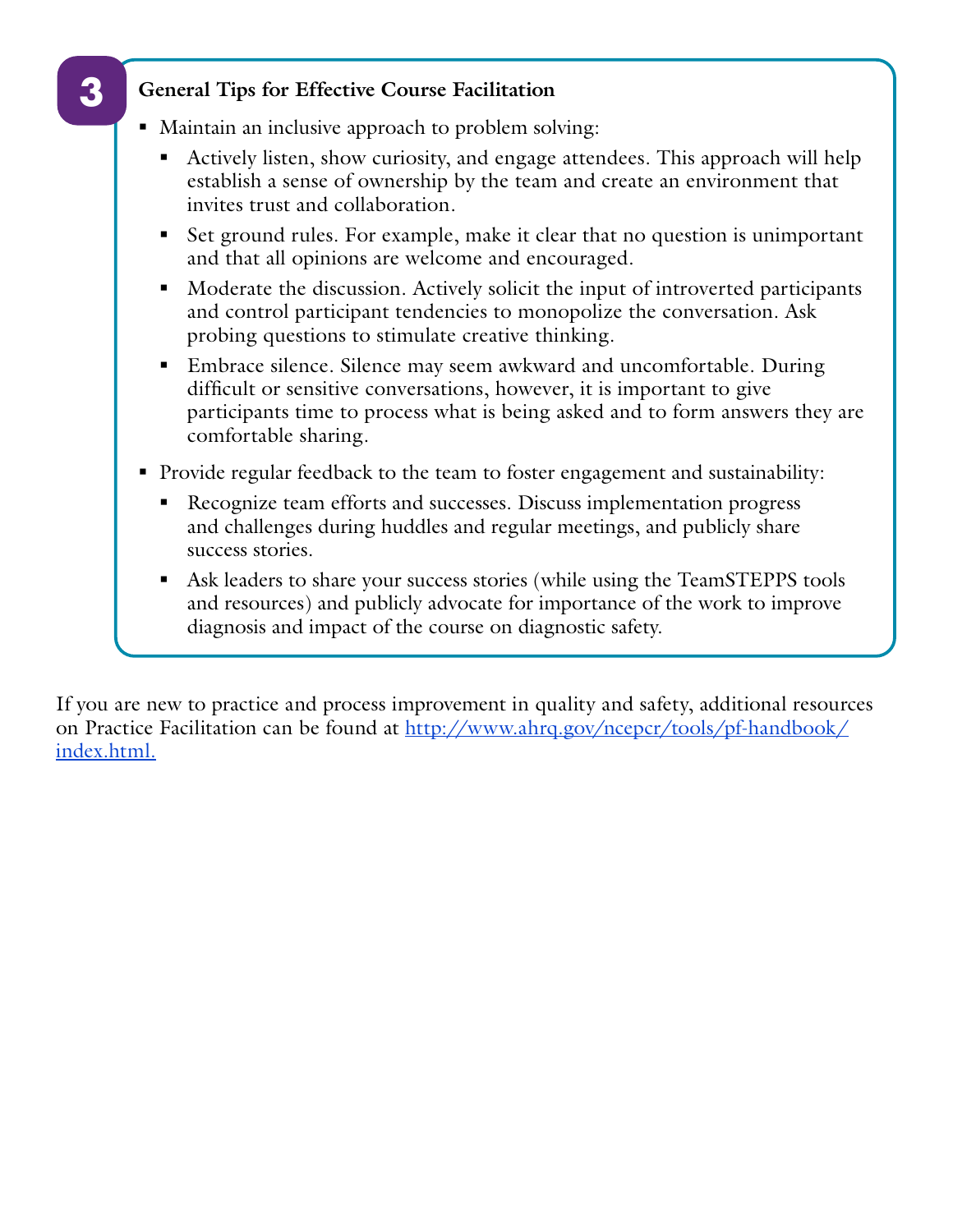3

**General Tips for Effective Course Facilitation**

- Maintain an inclusive approach to problem solving:
  - Actively listen, show curiosity, and engage attendees. This approach will help establish a sense of ownership by the team and create an environment that invites trust and collaboration.
  - Set ground rules. For example, make it clear that no question is unimportant and that all opinions are welcome and encouraged.
  - Moderate the discussion. Actively solicit the input of introverted participants and control participant tendencies to monopolize the conversation. Ask probing questions to stimulate creative thinking.
  - Embrace silence. Silence may seem awkward and uncomfortable. During difficult or sensitive conversations, however, it is important to give participants time to process what is being asked and to form answers they are comfortable sharing.
- Provide regular feedback to the team to foster engagement and sustainability:
  - Recognize team efforts and successes. Discuss implementation progress and challenges during huddles and regular meetings, and publicly share success stories.
  - Ask leaders to share your success stories (while using the TeamSTEPPS tools and resources) and publicly advocate for importance of the work to improve diagnosis and impact of the course on diagnostic safety.

If you are new to practice and process improvement in quality and safety, additional resources on Practice Facilitation can be found at [http://www.ahrq.gov/ncepcr/tools/pf-handbook/index.html.](http://www.ahrq.gov/ncepcr/tools/pf-handbook/index.html)